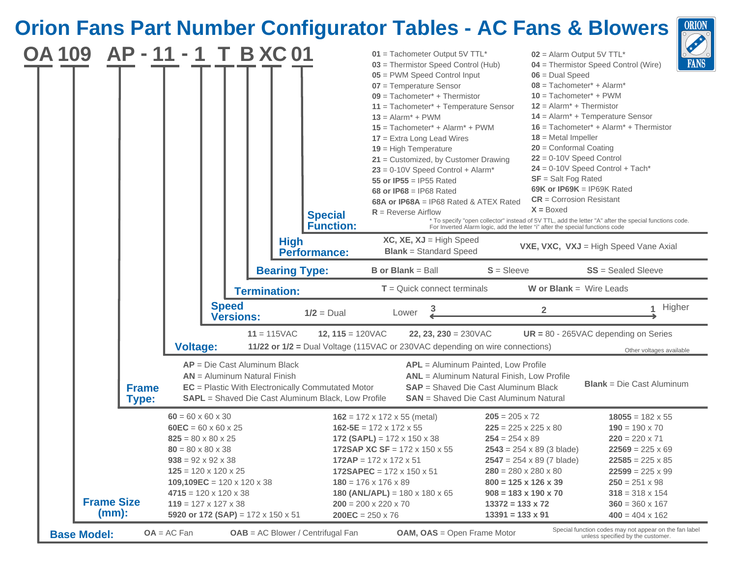# Orion Fans Part Number Configurator Tables - AC Fans & Blowers

**OA 109 AP - 11 - 1 T B XC 01**

## Special Function:

| | |
|---|---|
| **01** = Tachometer Output 5V TTL* | **02** = Alarm Output 5V TTL* |
| **03** = Thermistor Speed Control (Hub) | **04** = Thermistor Speed Control (Wire) |
| **05** = PWM Speed Control Input | **06** = Dual Speed |
| **07** = Temperature Sensor | **08** = Tachometer* + Alarm* |
| **09** = Tachometer* + Thermistor | **10** = Tachometer* + PWM |
| **11** = Tachometer* + Temperature Sensor | **12** = Alarm* + Thermistor |
| **13** = Alarm* + PWM | **14** = Alarm* + Temperature Sensor |
| **15** = Tachometer* + Alarm* + PWM | **16** = Tachometer* + Alarm* + Thermistor |
| **17** = Extra Long Lead Wires | **18** = Metal Impeller |
| **19** = High Temperature | **20** = Conformal Coating |
| **21** = Customized, by Customer Drawing | **22** = 0-10V Speed Control |
| **23** = 0-10V Speed Control + Alarm* | **24** = 0-10V Speed Control + Tach* |
| **55 or IP55** = IP55 Rated | **SF** = Salt Fog Rated |
| **68 or IP68** = IP68 Rated | **69K or IP69K** = IP69K Rated |
| **68A or IP68A** = IP68 Rated & ATEX Rated | **CR** = Corrosion Resistant |
| **R** = Reverse Airflow | **X =** Boxed |

\* To specify "open collector" instead of 5V TTL, add the letter "A" after the special functions code.
For Inverted Alarm logic, add the letter "i" after the special functions code

## High Performance:

- **XC, XE, XJ** = High Speed
- **Blank** = Standard Speed
- **VXE, VXC, VXJ** = High Speed Vane Axial

## Bearing Type:

- **B or Blank** = Ball
- **S** = Sleeve
- **SS** = Sealed Sleeve

## Termination:

- **T** = Quick connect terminals
- **W or Blank** = Wire Leads

## Speed Versions:

- **1/2** = Dual
- Lower 3 ← 2 → 1 Higher

## Voltage:

- **11** = 115VAC
- **12, 115** = 120VAC
- **22, 23, 230** = 230VAC
- **UR =** 80 - 265VAC depending on Series
- **11/22 or 1/2 =** Dual Voltage (115VAC or 230VAC depending on wire connections)

Other voltages available

## Frame Type:

| | | |
|---|---|---|
| **AP** = Die Cast Aluminum Black | **APL** = Aluminum Painted, Low Profile | **Blank** = Die Cast Aluminum |
| **AN** = Aluminum Natural Finish | **ANL** = Aluminum Natural Finish, Low Profile | |
| **EC** = Plastic With Electronically Commutated Motor | **SAP** = Shaved Die Cast Aluminum Black | |
| **SAPL** = Shaved Die Cast Aluminum Black, Low Profile | **SAN** = Shaved Die Cast Aluminum Natural | |

## Frame Size (mm):

| | | | |
|---|---|---|---|
| **60** = 60 x 60 x 30 | **162** = 172 x 172 x 55 (metal) | **205** = 205 x 72 | **18055** = 182 x 55 |
| **60EC** = 60 x 60 x 25 | **162-5E** = 172 x 172 x 55 | **225** = 225 x 225 x 80 | **190** = 190 x 70 |
| **825** = 80 x 80 x 25 | **172 (SAPL)** = 172 x 150 x 38 | **254** = 254 x 89 | **220** = 220 x 71 |
| **80** = 80 x 80 x 38 | **172SAP XC SF** = 172 x 150 x 55 | **2543** = 254 x 89 (3 blade) | **22569** = 225 x 69 |
| **938** = 92 x 92 x 38 | **172AP** = 172 x 172 x 51 | **2547** = 254 x 89 (7 blade) | **22585** = 225 x 85 |
| **125** = 120 x 120 x 25 | **172SAPEC** = 172 x 150 x 51 | **280** = 280 x 280 x 80 | **22599** = 225 x 99 |
| **109,109EC** = 120 x 120 x 38 | **180** = 176 x 176 x 89 | **800 = 125 x 126 x 39** | **250** = 251 x 98 |
| **4715** = 120 x 120 x 38 | **180 (ANL/APL)** = 180 x 180 x 65 | **908 = 183 x 190 x 70** | **318** = 318 x 154 |
| **119** = 127 x 127 x 38 | **200** = 200 x 220 x 70 | **13372 = 133 x 72** | **360** = 360 x 167 |
| **5920 or 172 (SAP)** = 172 x 150 x 51 | **200EC** = 250 x 76 | **13391 = 133 x 91** | **400** = 404 x 162 |

## Base Model:

- **OA** = AC Fan
- **OAB** = AC Blower / Centrifugal Fan
- **OAM, OAS** = Open Frame Motor

Special function codes may not appear on the fan label unless specified by the customer.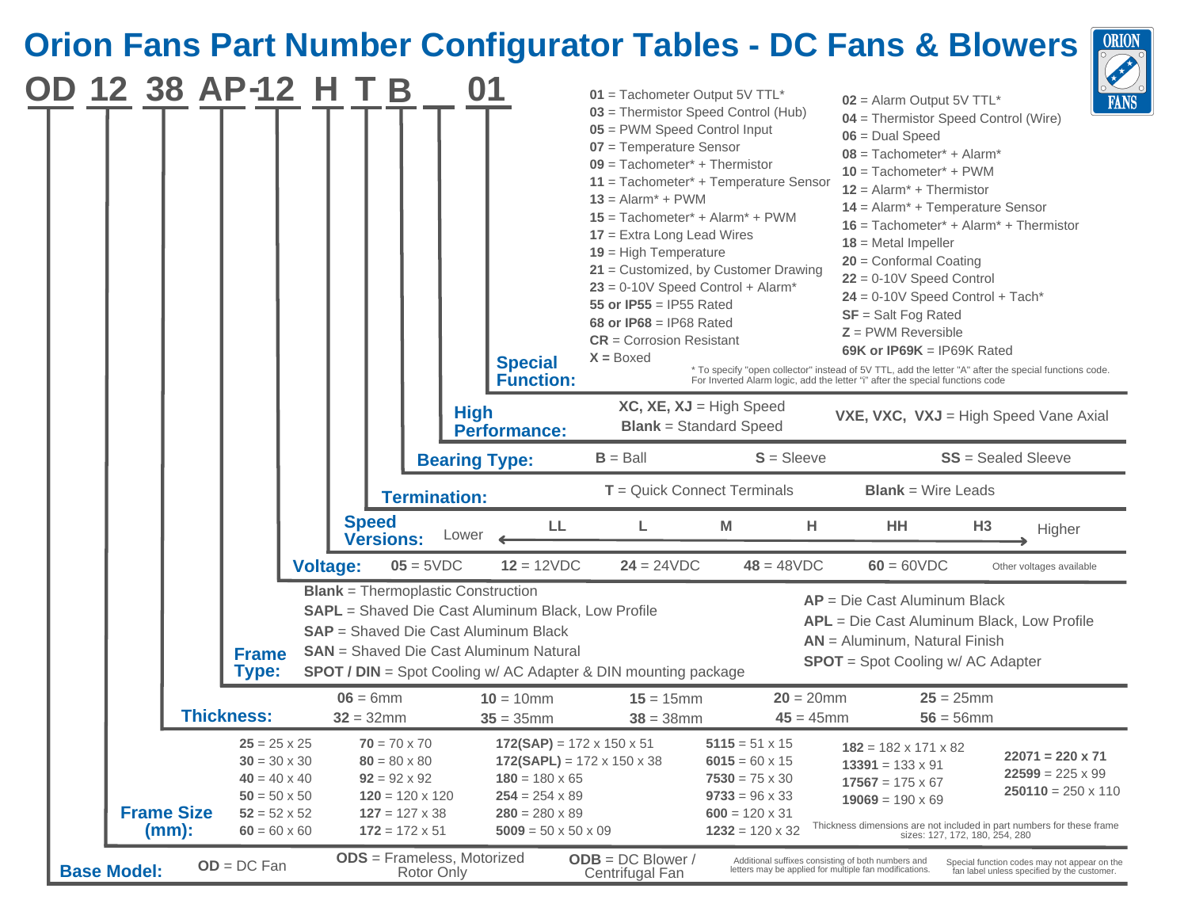# Orion Fans Part Number Configurator Tables - DC Fans & Blowers

**OD 12 38 AP-12 H T B \_\_ 01**

## Special Function:

- **01** = Tachometer Output 5V TTL*
- **02** = Alarm Output 5V TTL*
- **03** = Thermistor Speed Control (Hub)
- **04** = Thermistor Speed Control (Wire)
- **05** = PWM Speed Control Input
- **06** = Dual Speed
- **07** = Temperature Sensor
- **08** = Tachometer* + Alarm*
- **09** = Tachometer* + Thermistor
- **10** = Tachometer* + PWM
- **11** = Tachometer* + Temperature Sensor
- **12** = Alarm* + Thermistor
- **13** = Alarm* + PWM
- **14** = Alarm* + Temperature Sensor
- **15** = Tachometer* + Alarm* + PWM
- **16** = Tachometer* + Alarm* + Thermistor
- **17** = Extra Long Lead Wires
- **18** = Metal Impeller
- **19** = High Temperature
- **20** = Conformal Coating
- **21** = Customized, by Customer Drawing
- **22** = 0-10V Speed Control
- **23** = 0-10V Speed Control + Alarm*
- **24** = 0-10V Speed Control + Tach*
- **55 or IP55** = IP55 Rated
- **SF** = Salt Fog Rated
- **68 or IP68** = IP68 Rated
- **Z** = PWM Reversible
- **CR** = Corrosion Resistant
- **69K or IP69K** = IP69K Rated
- **X =** Boxed

\* To specify "open collector" instead of 5V TTL, add the letter "A" after the special functions code. For Inverted Alarm logic, add the letter "i" after the special functions code

## High Performance:

- **XC, XE, XJ** = High Speed
- **Blank** = Standard Speed
- **VXE, VXC, VXJ** = High Speed Vane Axial

## Bearing Type:

- **B** = Ball
- **S** = Sleeve
- **SS** = Sealed Sleeve

## Termination:

- **T** = Quick Connect Terminals
- **Blank** = Wire Leads

## Speed Versions:

Lower ← **LL** — **L** — **M** — **H** — **HH** — **H3** → Higher

## Voltage:

- **05** = 5VDC
- **12** = 12VDC
- **24** = 24VDC
- **48** = 48VDC
- **60** = 60VDC
- Other voltages available

## Frame Type:

- **Blank** = Thermoplastic Construction
- **SAPL** = Shaved Die Cast Aluminum Black, Low Profile
- **SAP** = Shaved Die Cast Aluminum Black
- **SAN** = Shaved Die Cast Aluminum Natural
- **SPOT / DIN** = Spot Cooling w/ AC Adapter & DIN mounting package
- **AP** = Die Cast Aluminum Black
- **APL** = Die Cast Aluminum Black, Low Profile
- **AN** = Aluminum, Natural Finish
- **SPOT** = Spot Cooling w/ AC Adapter

## Thickness:

- **06** = 6mm
- **10** = 10mm
- **15** = 15mm
- **20** = 20mm
- **25** = 25mm
- **32** = 32mm
- **35** = 35mm
- **38** = 38mm
- **45** = 45mm
- **56** = 56mm

## Frame Size (mm):

- **25** = 25 x 25
- **30** = 30 x 30
- **40** = 40 x 40
- **50** = 50 x 50
- **52** = 52 x 52
- **60** = 60 x 60
- **70** = 70 x 70
- **80** = 80 x 80
- **92** = 92 x 92
- **120** = 120 x 120
- **127** = 127 x 38
- **172** = 172 x 51
- **172(SAP)** = 172 x 150 x 51
- **172(SAPL)** = 172 x 150 x 38
- **180** = 180 x 65
- **254** = 254 x 89
- **280** = 280 x 89
- **5009** = 50 x 50 x 09
- **5115** = 51 x 15
- **6015** = 60 x 15
- **7530** = 75 x 30
- **9733** = 96 x 33
- **600** = 120 x 31
- **1232** = 120 x 32
- **182** = 182 x 171 x 82
- **13391** = 133 x 91
- **17567** = 175 x 67
- **19069** = 190 x 69
- **22071 = 220 x 71**
- **22599** = 225 x 99
- **250110** = 250 x 110

Thickness dimensions are not included in part numbers for these frame sizes: 127, 172, 180, 254, 280

## Base Model:

- **OD** = DC Fan
- **ODS** = Frameless, Motorized Rotor Only
- **ODB** = DC Blower / Centrifugal Fan

Additional suffixes consisting of both numbers and letters may be applied for multiple fan modifications.

Special function codes may not appear on the fan label unless specified by the customer.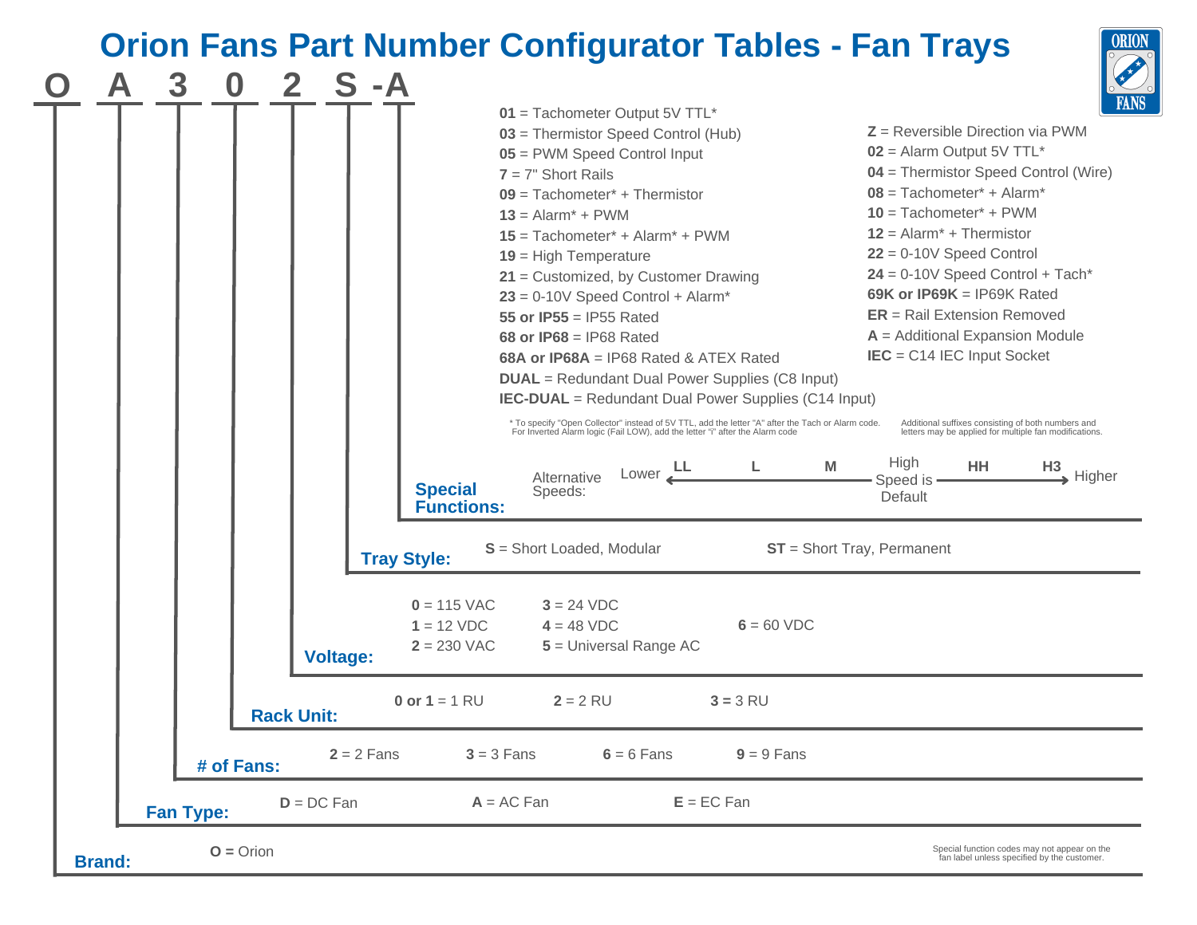# Orion Fans Part Number Configurator Tables - Fan Trays

**O A 3 0 2 S -A**

## Special Functions:

**01** = Tachometer Output 5V TTL*
**03** = Thermistor Speed Control (Hub)
**05** = PWM Speed Control Input
**7** = 7" Short Rails
**09** = Tachometer* + Thermistor
**13** = Alarm* + PWM
**15** = Tachometer* + Alarm* + PWM
**19** = High Temperature
**21** = Customized, by Customer Drawing
**23** = 0-10V Speed Control + Alarm*
**55 or IP55** = IP55 Rated
**68 or IP68** = IP68 Rated
**68A or IP68A** = IP68 Rated & ATEX Rated
**DUAL** = Redundant Dual Power Supplies (C8 Input)
**IEC-DUAL** = Redundant Dual Power Supplies (C14 Input)

**Z** = Reversible Direction via PWM
**02** = Alarm Output 5V TTL*
**04** = Thermistor Speed Control (Wire)
**08** = Tachometer* + Alarm*
**10** = Tachometer* + PWM
**12** = Alarm* + Thermistor
**22** = 0-10V Speed Control
**24** = 0-10V Speed Control + Tach*
**69K or IP69K** = IP69K Rated
**ER** = Rail Extension Removed
**A** = Additional Expansion Module
**IEC** = C14 IEC Input Socket

* To specify "Open Collector" instead of 5V TTL, add the letter "A" after the Tach or Alarm code. For Inverted Alarm logic (Fail LOW), add the letter "i" after the Alarm code

Additional suffixes consisting of both numbers and letters may be applied for multiple fan modifications.

Alternative Speeds: Lower ← **LL** **L** **M** — High Speed is Default — **HH** **H3** → Higher

## Tray Style:

**S** = Short Loaded, Modular
**ST** = Short Tray, Permanent

## Voltage:

**0** = 115 VAC
**1** = 12 VDC
**2** = 230 VAC
**3** = 24 VDC
**4** = 48 VDC
**5** = Universal Range AC
**6** = 60 VDC

## Rack Unit:

**0 or 1** = 1 RU
**2** = 2 RU
**3 =** 3 RU

## # of Fans:

**2** = 2 Fans
**3** = 3 Fans
**6** = 6 Fans
**9** = 9 Fans

## Fan Type:

**D** = DC Fan
**A** = AC Fan
**E** = EC Fan

## Brand:

**O =** Orion

Special function codes may not appear on the fan label unless specified by the customer.